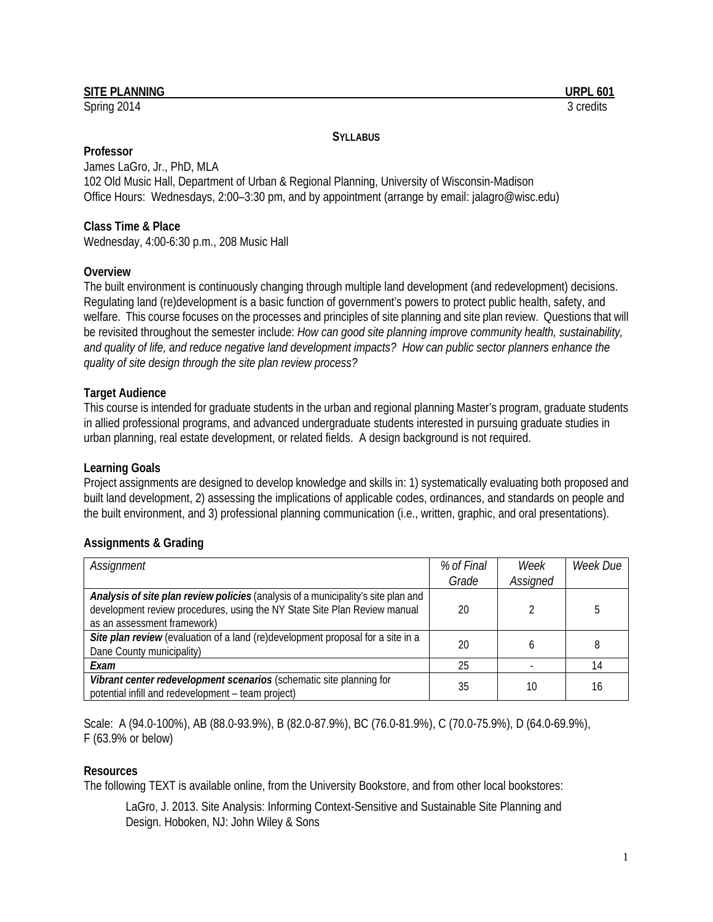**SITE PLANNING** **URPL 601**

Spring 2014 3 credits

**SYLLABUS**

**Professor**

James LaGro, Jr., PhD, MLA

102 Old Music Hall, Department of Urban & Regional Planning, University of Wisconsin-Madison

Office Hours: Wednesdays, 2:00–3:30 pm, and by appointment (arrange by email: jalagro@wisc.edu)

**Class Time & Place**

Wednesday, 4:00-6:30 p.m., 208 Music Hall

**Overview**

The built environment is continuously changing through multiple land development (and redevelopment) decisions. Regulating land (re)development is a basic function of government's powers to protect public health, safety, and welfare. This course focuses on the processes and principles of site planning and site plan review. Questions that will be revisited throughout the semester include: *How can good site planning improve community health, sustainability, and quality of life, and reduce negative land development impacts? How can public sector planners enhance the quality of site design through the site plan review process?*

**Target Audience**

This course is intended for graduate students in the urban and regional planning Master's program, graduate students in allied professional programs, and advanced undergraduate students interested in pursuing graduate studies in urban planning, real estate development, or related fields. A design background is not required.

**Learning Goals**

Project assignments are designed to develop knowledge and skills in: 1) systematically evaluating both proposed and built land development, 2) assessing the implications of applicable codes, ordinances, and standards on people and the built environment, and 3) professional planning communication (i.e., written, graphic, and oral presentations).

**Assignments & Grading**

| *Assignment* | *% of Final Grade* | *Week Assigned* | *Week Due* |
|---|---|---|---|
| ***Analysis of site plan review policies*** (analysis of a municipality's site plan and development review procedures, using the NY State Site Plan Review manual as an assessment framework) | 20 | 2 | 5 |
| ***Site plan review*** (evaluation of a land (re)development proposal for a site in a Dane County municipality) | 20 | 6 | 8 |
| ***Exam*** | 25 | - | 14 |
| ***Vibrant center redevelopment scenarios*** (schematic site planning for potential infill and redevelopment – team project) | 35 | 10 | 16 |

Scale: A (94.0-100%), AB (88.0-93.9%), B (82.0-87.9%), BC (76.0-81.9%), C (70.0-75.9%), D (64.0-69.9%), F (63.9% or below)

**Resources**

The following TEXT is available online, from the University Bookstore, and from other local bookstores:

> LaGro, J. 2013. Site Analysis: Informing Context-Sensitive and Sustainable Site Planning and Design. Hoboken, NJ: John Wiley & Sons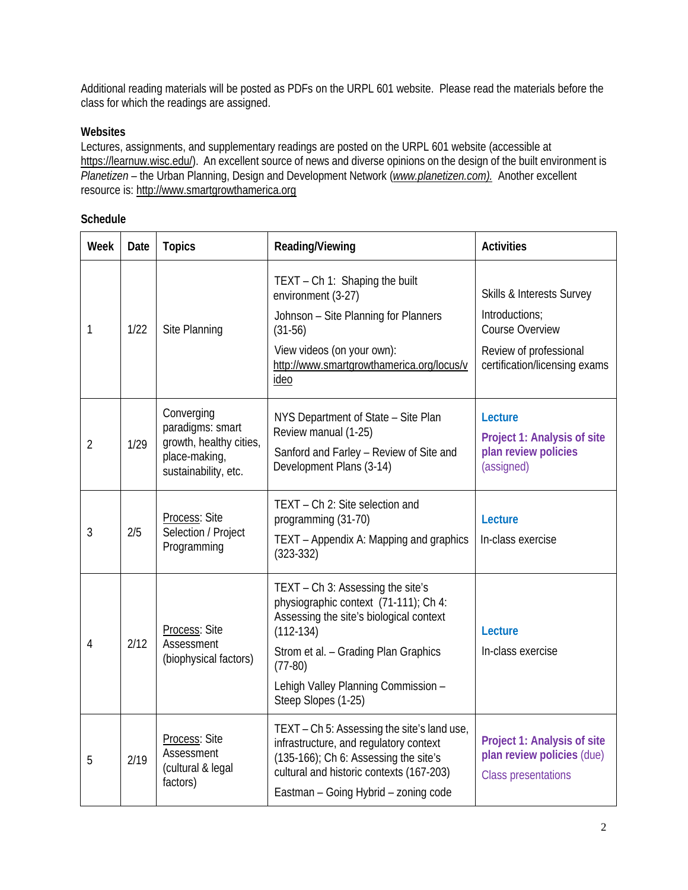Additional reading materials will be posted as PDFs on the URPL 601 website. Please read the materials before the class for which the readings are assigned.

**Websites**

Lectures, assignments, and supplementary readings are posted on the URPL 601 website (accessible at https://learnuw.wisc.edu/). An excellent source of news and diverse opinions on the design of the built environment is *Planetizen* – the Urban Planning, Design and Development Network (*www.planetizen.com).* Another excellent resource is: http://www.smartgrowthamerica.org

**Schedule**

| Week | Date | Topics | Reading/Viewing | Activities |
|---|---|---|---|---|
| 1 | 1/22 | Site Planning | TEXT – Ch 1: Shaping the built environment (3-27)<br>Johnson – Site Planning for Planners (31-56)<br>View videos (on your own): http://www.smartgrowthamerica.org/locus/video | Skills & Interests Survey<br>Introductions; Course Overview<br>Review of professional certification/licensing exams |
| 2 | 1/29 | Converging paradigms: smart growth, healthy cities, place-making, sustainability, etc. | NYS Department of State – Site Plan Review manual (1-25)<br>Sanford and Farley – Review of Site and Development Plans (3-14) | **Lecture**<br>**Project 1: Analysis of site plan review policies** (assigned) |
| 3 | 2/5 | Process: Site Selection / Project Programming | TEXT – Ch 2: Site selection and programming (31-70)<br>TEXT – Appendix A: Mapping and graphics (323-332) | **Lecture**<br>In-class exercise |
| 4 | 2/12 | Process: Site Assessment (biophysical factors) | TEXT – Ch 3: Assessing the site's physiographic context (71-111); Ch 4: Assessing the site's biological context (112-134)<br>Strom et al. – Grading Plan Graphics (77-80)<br>Lehigh Valley Planning Commission – Steep Slopes (1-25) | **Lecture**<br>In-class exercise |
| 5 | 2/19 | Process: Site Assessment (cultural & legal factors) | TEXT – Ch 5: Assessing the site's land use, infrastructure, and regulatory context (135-166); Ch 6: Assessing the site's cultural and historic contexts (167-203)<br>Eastman – Going Hybrid – zoning code | **Project 1: Analysis of site plan review policies** (due)<br>Class presentations |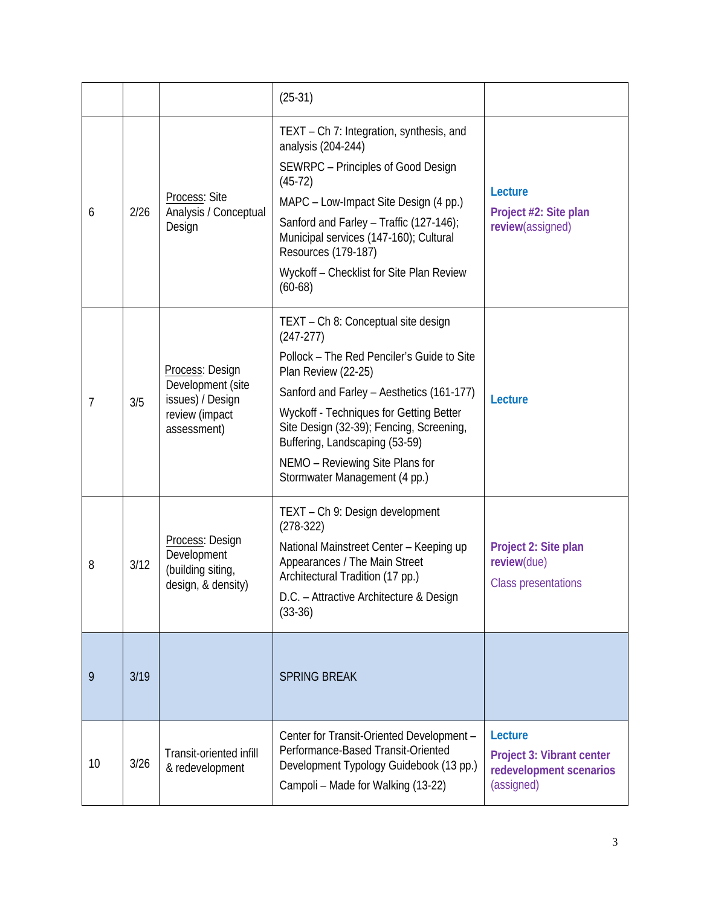| | | | | |
|---|---|---|---|---|
| | | | (25-31) | |
| 6 | 2/26 | Process: Site Analysis / Conceptual Design | TEXT – Ch 7: Integration, synthesis, and analysis (204-244)<br>SEWRPC – Principles of Good Design (45-72)<br>MAPC – Low-Impact Site Design (4 pp.)<br>Sanford and Farley – Traffic (127-146); Municipal services (147-160); Cultural Resources (179-187)<br>Wyckoff – Checklist for Site Plan Review (60-68) | **Lecture**<br>**Project #2: Site plan review**(assigned) |
| 7 | 3/5 | Process: Design Development (site issues) / Design review (impact assessment) | TEXT – Ch 8: Conceptual site design (247-277)<br>Pollock – The Red Penciler's Guide to Site Plan Review (22-25)<br>Sanford and Farley – Aesthetics (161-177)<br>Wyckoff - Techniques for Getting Better Site Design (32-39); Fencing, Screening, Buffering, Landscaping (53-59)<br>NEMO – Reviewing Site Plans for Stormwater Management (4 pp.) | **Lecture** |
| 8 | 3/12 | Process: Design Development (building siting, design, & density) | TEXT – Ch 9: Design development (278-322)<br>National Mainstreet Center – Keeping up Appearances / The Main Street Architectural Tradition (17 pp.)<br>D.C. – Attractive Architecture & Design (33-36) | **Project 2: Site plan review**(due)<br>Class presentations |
| 9 | 3/19 | | SPRING BREAK | |
| 10 | 3/26 | Transit-oriented infill & redevelopment | Center for Transit-Oriented Development – Performance-Based Transit-Oriented Development Typology Guidebook (13 pp.)<br>Campoli – Made for Walking (13-22) | **Lecture**<br>**Project 3: Vibrant center redevelopment scenarios** (assigned) |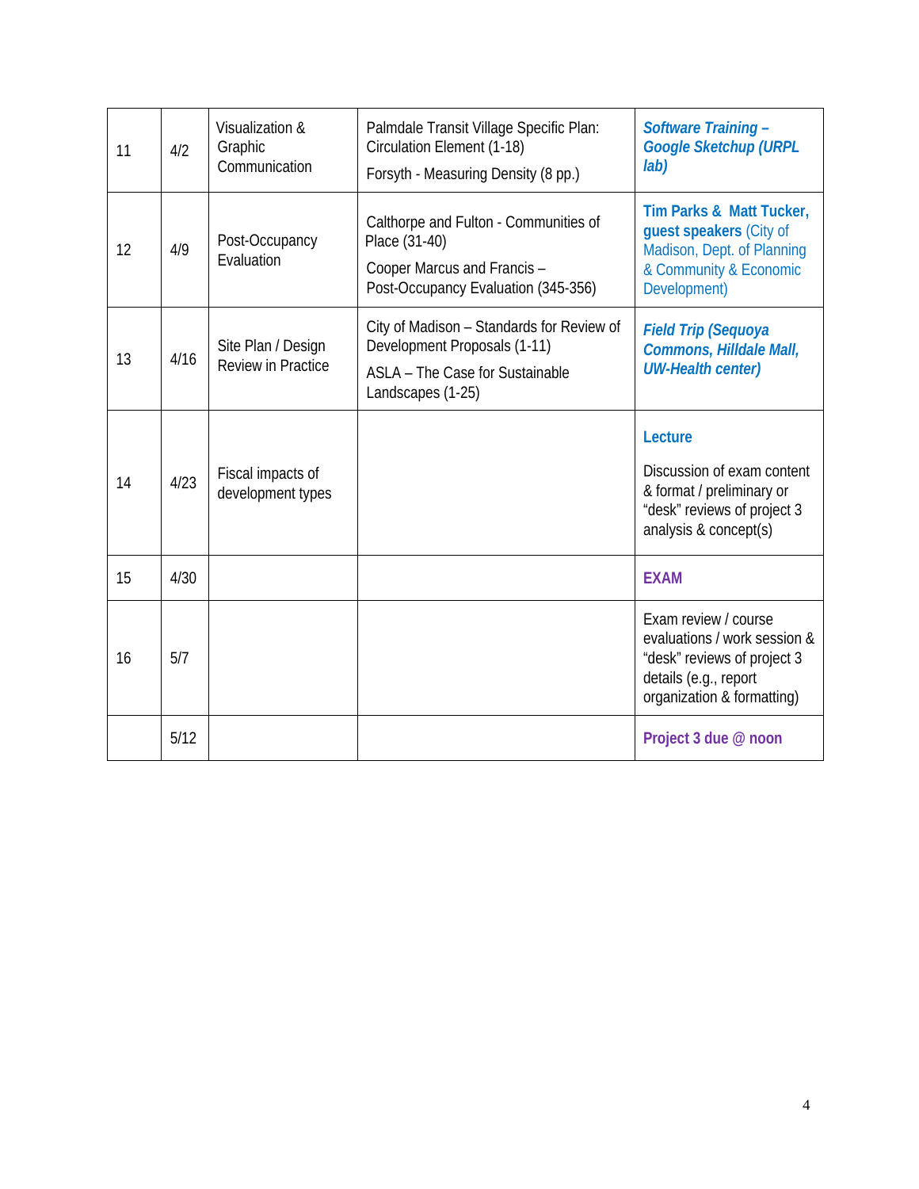| | | | | |
|---|---|---|---|---|
| 11 | 4/2 | Visualization & Graphic Communication | Palmdale Transit Village Specific Plan: Circulation Element (1-18)<br><br>Forsyth - Measuring Density (8 pp.) | ***Software Training – Google Sketchup (URPL lab)*** |
| 12 | 4/9 | Post-Occupancy Evaluation | Calthorpe and Fulton - Communities of Place (31-40)<br><br>Cooper Marcus and Francis – Post-Occupancy Evaluation (345-356) | **Tim Parks & Matt Tucker, guest speakers** (City of Madison, Dept. of Planning & Community & Economic Development) |
| 13 | 4/16 | Site Plan / Design Review in Practice | City of Madison – Standards for Review of Development Proposals (1-11)<br><br>ASLA – The Case for Sustainable Landscapes (1-25) | ***Field Trip (Sequoya Commons, Hilldale Mall, UW-Health center)*** |
| 14 | 4/23 | Fiscal impacts of development types | | **Lecture**<br><br>Discussion of exam content & format / preliminary or "desk" reviews of project 3 analysis & concept(s) |
| 15 | 4/30 | | | **EXAM** |
| 16 | 5/7 | | | Exam review / course evaluations / work session & "desk" reviews of project 3 details (e.g., report organization & formatting) |
| | 5/12 | | | **Project 3 due @ noon** |